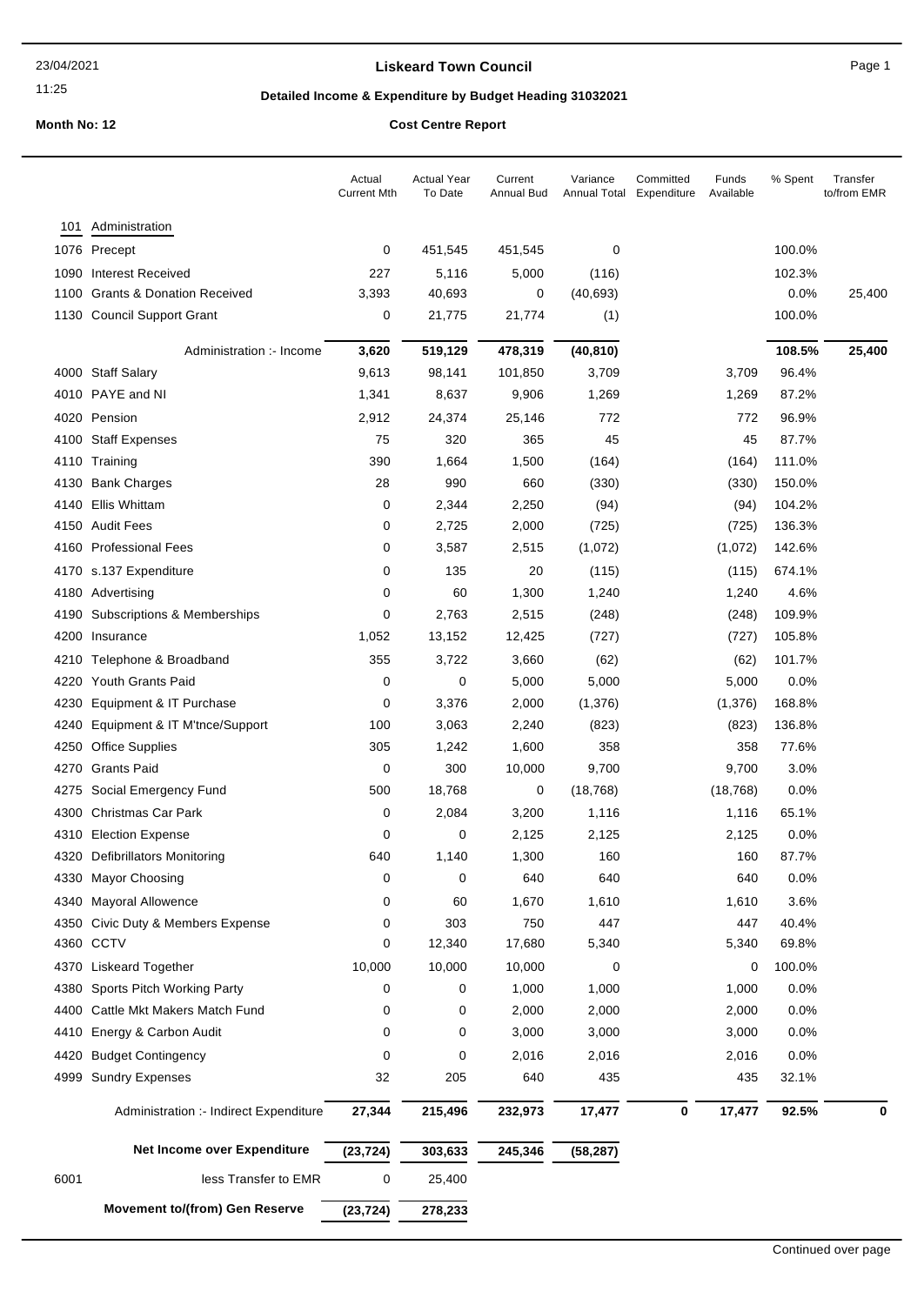## Liskeard Town Council

### Detailed Income & Expenditure by Budget Heading 31032021

23/04/2021 11:25

**Month No: 12** — **Cost Centre Report**

| | | Actual Current Mth | Actual Year To Date | Current Annual Bud | Variance Annual Total | Committed Expenditure | Funds Available | % Spent | Transfer to/from EMR |
|---|---|---|---|---|---|---|---|---|---|
| 101 | Administration | | | | | | | | |
| 1076 | Precept | 0 | 451,545 | 451,545 | 0 | | | 100.0% | |
| 1090 | Interest Received | 227 | 5,116 | 5,000 | (116) | | | 102.3% | |
| 1100 | Grants & Donation Received | 3,393 | 40,693 | 0 | (40,693) | | | 0.0% | 25,400 |
| 1130 | Council Support Grant | 0 | 21,775 | 21,774 | (1) | | | 100.0% | |
| | Administration :- Income | **3,620** | **519,129** | **478,319** | **(40,810)** | | | **108.5%** | **25,400** |
| 4000 | Staff Salary | 9,613 | 98,141 | 101,850 | 3,709 | | 3,709 | 96.4% | |
| 4010 | PAYE and NI | 1,341 | 8,637 | 9,906 | 1,269 | | 1,269 | 87.2% | |
| 4020 | Pension | 2,912 | 24,374 | 25,146 | 772 | | 772 | 96.9% | |
| 4100 | Staff Expenses | 75 | 320 | 365 | 45 | | 45 | 87.7% | |
| 4110 | Training | 390 | 1,664 | 1,500 | (164) | | (164) | 111.0% | |
| 4130 | Bank Charges | 28 | 990 | 660 | (330) | | (330) | 150.0% | |
| 4140 | Ellis Whittam | 0 | 2,344 | 2,250 | (94) | | (94) | 104.2% | |
| 4150 | Audit Fees | 0 | 2,725 | 2,000 | (725) | | (725) | 136.3% | |
| 4160 | Professional Fees | 0 | 3,587 | 2,515 | (1,072) | | (1,072) | 142.6% | |
| 4170 | s.137 Expenditure | 0 | 135 | 20 | (115) | | (115) | 674.1% | |
| 4180 | Advertising | 0 | 60 | 1,300 | 1,240 | | 1,240 | 4.6% | |
| 4190 | Subscriptions & Memberships | 0 | 2,763 | 2,515 | (248) | | (248) | 109.9% | |
| 4200 | Insurance | 1,052 | 13,152 | 12,425 | (727) | | (727) | 105.8% | |
| 4210 | Telephone & Broadband | 355 | 3,722 | 3,660 | (62) | | (62) | 101.7% | |
| 4220 | Youth Grants Paid | 0 | 0 | 5,000 | 5,000 | | 5,000 | 0.0% | |
| 4230 | Equipment & IT Purchase | 0 | 3,376 | 2,000 | (1,376) | | (1,376) | 168.8% | |
| 4240 | Equipment & IT M'tnce/Support | 100 | 3,063 | 2,240 | (823) | | (823) | 136.8% | |
| 4250 | Office Supplies | 305 | 1,242 | 1,600 | 358 | | 358 | 77.6% | |
| 4270 | Grants Paid | 0 | 300 | 10,000 | 9,700 | | 9,700 | 3.0% | |
| 4275 | Social Emergency Fund | 500 | 18,768 | 0 | (18,768) | | (18,768) | 0.0% | |
| 4300 | Christmas Car Park | 0 | 2,084 | 3,200 | 1,116 | | 1,116 | 65.1% | |
| 4310 | Election Expense | 0 | 0 | 2,125 | 2,125 | | 2,125 | 0.0% | |
| 4320 | Defibrillators Monitoring | 640 | 1,140 | 1,300 | 160 | | 160 | 87.7% | |
| 4330 | Mayor Choosing | 0 | 0 | 640 | 640 | | 640 | 0.0% | |
| 4340 | Mayoral Allowence | 0 | 60 | 1,670 | 1,610 | | 1,610 | 3.6% | |
| 4350 | Civic Duty & Members Expense | 0 | 303 | 750 | 447 | | 447 | 40.4% | |
| 4360 | CCTV | 0 | 12,340 | 17,680 | 5,340 | | 5,340 | 69.8% | |
| 4370 | Liskeard Together | 10,000 | 10,000 | 10,000 | 0 | | 0 | 100.0% | |
| 4380 | Sports Pitch Working Party | 0 | 0 | 1,000 | 1,000 | | 1,000 | 0.0% | |
| 4400 | Cattle Mkt Makers Match Fund | 0 | 0 | 2,000 | 2,000 | | 2,000 | 0.0% | |
| 4410 | Energy & Carbon Audit | 0 | 0 | 3,000 | 3,000 | | 3,000 | 0.0% | |
| 4420 | Budget Contingency | 0 | 0 | 2,016 | 2,016 | | 2,016 | 0.0% | |
| 4999 | Sundry Expenses | 32 | 205 | 640 | 435 | | 435 | 32.1% | |
| | Administration :- Indirect Expenditure | **27,344** | **215,496** | **232,973** | **17,477** | **0** | **17,477** | **92.5%** | **0** |
| | **Net Income over Expenditure** | **(23,724)** | **303,633** | **245,346** | **(58,287)** | | | | |
| 6001 | less Transfer to EMR | 0 | 25,400 | | | | | | |
| | **Movement to/(from) Gen Reserve** | **(23,724)** | **278,233** | | | | | | |

Continued over page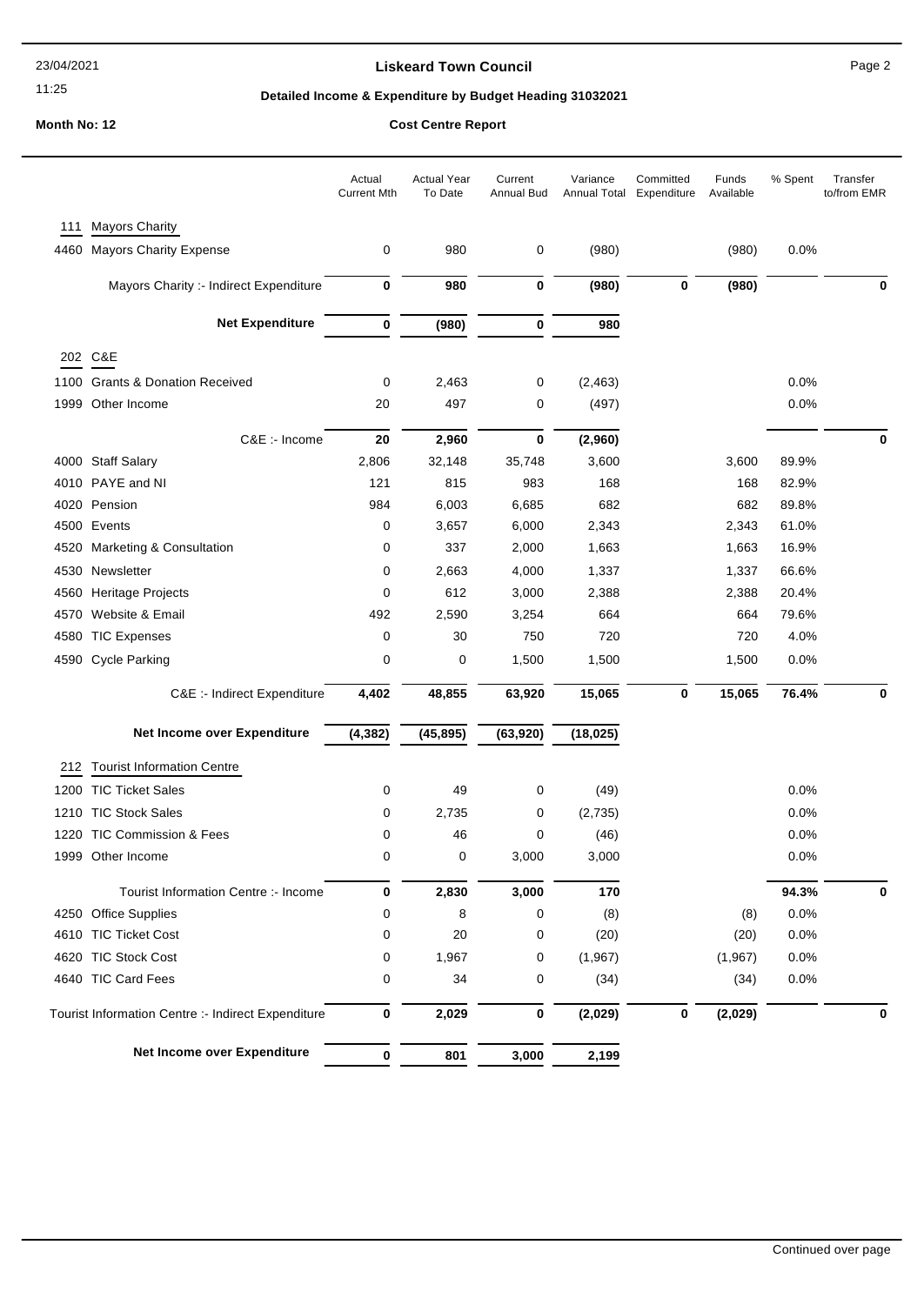# Liskeard Town Council

## Detailed Income & Expenditure by Budget Heading 31032021

**Month No: 12** | **Cost Centre Report**

| | | Actual Current Mth | Actual Year To Date | Current Annual Bud | Variance Annual Total | Committed Expenditure | Funds Available | % Spent | Transfer to/from EMR |
|---|---|---|---|---|---|---|---|---|---|
| **111** | **Mayors Charity** | | | | | | | | |
| 4460 | Mayors Charity Expense | 0 | 980 | 0 | (980) | | (980) | 0.0% | |
| | Mayors Charity :- Indirect Expenditure | **0** | **980** | **0** | **(980)** | **0** | **(980)** | | **0** |
| | **Net Expenditure** | **0** | **(980)** | **0** | **980** | | | | |
| **202** | **C&E** | | | | | | | | |
| 1100 | Grants & Donation Received | 0 | 2,463 | 0 | (2,463) | | | 0.0% | |
| 1999 | Other Income | 20 | 497 | 0 | (497) | | | 0.0% | |
| | C&E :- Income | **20** | **2,960** | **0** | **(2,960)** | | | | **0** |
| 4000 | Staff Salary | 2,806 | 32,148 | 35,748 | 3,600 | | 3,600 | 89.9% | |
| 4010 | PAYE and NI | 121 | 815 | 983 | 168 | | 168 | 82.9% | |
| 4020 | Pension | 984 | 6,003 | 6,685 | 682 | | 682 | 89.8% | |
| 4500 | Events | 0 | 3,657 | 6,000 | 2,343 | | 2,343 | 61.0% | |
| 4520 | Marketing & Consultation | 0 | 337 | 2,000 | 1,663 | | 1,663 | 16.9% | |
| 4530 | Newsletter | 0 | 2,663 | 4,000 | 1,337 | | 1,337 | 66.6% | |
| 4560 | Heritage Projects | 0 | 612 | 3,000 | 2,388 | | 2,388 | 20.4% | |
| 4570 | Website & Email | 492 | 2,590 | 3,254 | 664 | | 664 | 79.6% | |
| 4580 | TIC Expenses | 0 | 30 | 750 | 720 | | 720 | 4.0% | |
| 4590 | Cycle Parking | 0 | 0 | 1,500 | 1,500 | | 1,500 | 0.0% | |
| | C&E :- Indirect Expenditure | **4,402** | **48,855** | **63,920** | **15,065** | **0** | **15,065** | **76.4%** | **0** |
| | **Net Income over Expenditure** | **(4,382)** | **(45,895)** | **(63,920)** | **(18,025)** | | | | |
| **212** | **Tourist Information Centre** | | | | | | | | |
| 1200 | TIC Ticket Sales | 0 | 49 | 0 | (49) | | | 0.0% | |
| 1210 | TIC Stock Sales | 0 | 2,735 | 0 | (2,735) | | | 0.0% | |
| 1220 | TIC Commission & Fees | 0 | 46 | 0 | (46) | | | 0.0% | |
| 1999 | Other Income | 0 | 0 | 3,000 | 3,000 | | | 0.0% | |
| | Tourist Information Centre :- Income | **0** | **2,830** | **3,000** | **170** | | | **94.3%** | **0** |
| 4250 | Office Supplies | 0 | 8 | 0 | (8) | | (8) | 0.0% | |
| 4610 | TIC Ticket Cost | 0 | 20 | 0 | (20) | | (20) | 0.0% | |
| 4620 | TIC Stock Cost | 0 | 1,967 | 0 | (1,967) | | (1,967) | 0.0% | |
| 4640 | TIC Card Fees | 0 | 34 | 0 | (34) | | (34) | 0.0% | |
| | Tourist Information Centre :- Indirect Expenditure | **0** | **2,029** | **0** | **(2,029)** | **0** | **(2,029)** | | **0** |
| | **Net Income over Expenditure** | **0** | **801** | **3,000** | **2,199** | | | | |

Continued over page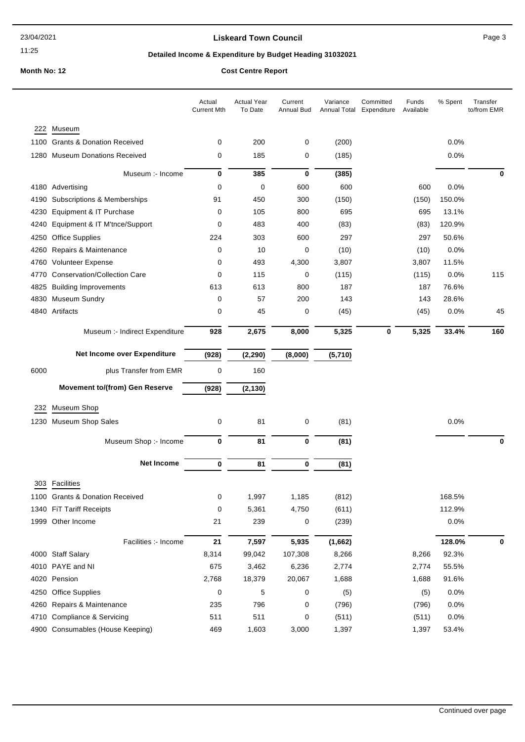# Liskeard Town Council

## Detailed Income & Expenditure by Budget Heading 31032021

**Month No: 12** **Cost Centre Report**

| | | Actual Current Mth | Actual Year To Date | Current Annual Bud | Variance Annual Total | Committed Expenditure | Funds Available | % Spent | Transfer to/from EMR |
|---|---|---|---|---|---|---|---|---|---|
| **222** | **Museum** | | | | | | | | |
| 1100 | Grants & Donation Received | 0 | 200 | 0 | (200) | | | 0.0% | |
| 1280 | Museum Donations Received | 0 | 185 | 0 | (185) | | | 0.0% | |
| | Museum :- Income | **0** | **385** | **0** | **(385)** | | | | **0** |
| 4180 | Advertising | 0 | 0 | 600 | 600 | | 600 | 0.0% | |
| 4190 | Subscriptions & Memberships | 91 | 450 | 300 | (150) | | (150) | 150.0% | |
| 4230 | Equipment & IT Purchase | 0 | 105 | 800 | 695 | | 695 | 13.1% | |
| 4240 | Equipment & IT M'tnce/Support | 0 | 483 | 400 | (83) | | (83) | 120.9% | |
| 4250 | Office Supplies | 224 | 303 | 600 | 297 | | 297 | 50.6% | |
| 4260 | Repairs & Maintenance | 0 | 10 | 0 | (10) | | (10) | 0.0% | |
| 4760 | Volunteer Expense | 0 | 493 | 4,300 | 3,807 | | 3,807 | 11.5% | |
| 4770 | Conservation/Collection Care | 0 | 115 | 0 | (115) | | (115) | 0.0% | 115 |
| 4825 | Building Improvements | 613 | 613 | 800 | 187 | | 187 | 76.6% | |
| 4830 | Museum Sundry | 0 | 57 | 200 | 143 | | 143 | 28.6% | |
| 4840 | Artifacts | 0 | 45 | 0 | (45) | | (45) | 0.0% | 45 |
| | Museum :- Indirect Expenditure | **928** | **2,675** | **8,000** | **5,325** | **0** | **5,325** | **33.4%** | **160** |
| | **Net Income over Expenditure** | **(928)** | **(2,290)** | **(8,000)** | **(5,710)** | | | | |
| 6000 | plus Transfer from EMR | 0 | 160 | | | | | | |
| | **Movement to/(from) Gen Reserve** | **(928)** | **(2,130)** | | | | | | |
| **232** | **Museum Shop** | | | | | | | | |
| 1230 | Museum Shop Sales | 0 | 81 | 0 | (81) | | | 0.0% | |
| | Museum Shop :- Income | **0** | **81** | **0** | **(81)** | | | | **0** |
| | **Net Income** | **0** | **81** | **0** | **(81)** | | | | |
| **303** | **Facilities** | | | | | | | | |
| 1100 | Grants & Donation Received | 0 | 1,997 | 1,185 | (812) | | | 168.5% | |
| 1340 | FiT Tariff Receipts | 0 | 5,361 | 4,750 | (611) | | | 112.9% | |
| 1999 | Other Income | 21 | 239 | 0 | (239) | | | 0.0% | |
| | Facilities :- Income | **21** | **7,597** | **5,935** | **(1,662)** | | | **128.0%** | **0** |
| 4000 | Staff Salary | 8,314 | 99,042 | 107,308 | 8,266 | | 8,266 | 92.3% | |
| 4010 | PAYE and NI | 675 | 3,462 | 6,236 | 2,774 | | 2,774 | 55.5% | |
| 4020 | Pension | 2,768 | 18,379 | 20,067 | 1,688 | | 1,688 | 91.6% | |
| 4250 | Office Supplies | 0 | 5 | 0 | (5) | | (5) | 0.0% | |
| 4260 | Repairs & Maintenance | 235 | 796 | 0 | (796) | | (796) | 0.0% | |
| 4710 | Compliance & Servicing | 511 | 511 | 0 | (511) | | (511) | 0.0% | |
| 4900 | Consumables (House Keeping) | 469 | 1,603 | 3,000 | 1,397 | | 1,397 | 53.4% | |

Continued over page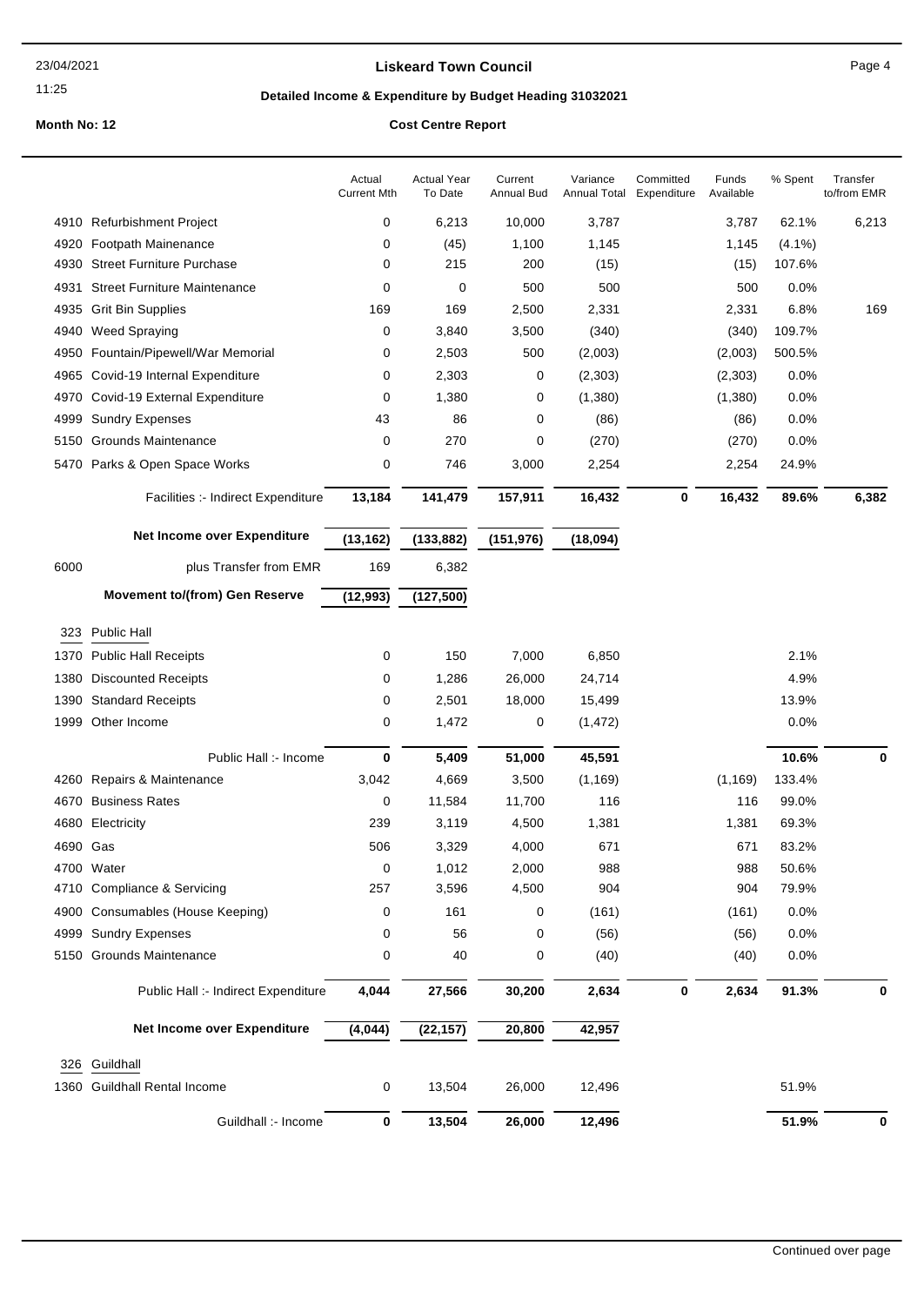# Liskeard Town Council

## Detailed Income & Expenditure by Budget Heading 31032021

**Month No: 12** **Cost Centre Report**

| | | Actual Current Mth | Actual Year To Date | Current Annual Bud | Variance Annual Total | Committed Expenditure | Funds Available | % Spent | Transfer to/from EMR |
|---|---|---|---|---|---|---|---|---|---|
| 4910 | Refurbishment Project | 0 | 6,213 | 10,000 | 3,787 | | 3,787 | 62.1% | 6,213 |
| 4920 | Footpath Mainenance | 0 | (45) | 1,100 | 1,145 | | 1,145 | (4.1%) | |
| 4930 | Street Furniture Purchase | 0 | 215 | 200 | (15) | | (15) | 107.6% | |
| 4931 | Street Furniture Maintenance | 0 | 0 | 500 | 500 | | 500 | 0.0% | |
| 4935 | Grit Bin Supplies | 169 | 169 | 2,500 | 2,331 | | 2,331 | 6.8% | 169 |
| 4940 | Weed Spraying | 0 | 3,840 | 3,500 | (340) | | (340) | 109.7% | |
| 4950 | Fountain/Pipewell/War Memorial | 0 | 2,503 | 500 | (2,003) | | (2,003) | 500.5% | |
| 4965 | Covid-19 Internal Expenditure | 0 | 2,303 | 0 | (2,303) | | (2,303) | 0.0% | |
| 4970 | Covid-19 External Expenditure | 0 | 1,380 | 0 | (1,380) | | (1,380) | 0.0% | |
| 4999 | Sundry Expenses | 43 | 86 | 0 | (86) | | (86) | 0.0% | |
| 5150 | Grounds Maintenance | 0 | 270 | 0 | (270) | | (270) | 0.0% | |
| 5470 | Parks & Open Space Works | 0 | 746 | 3,000 | 2,254 | | 2,254 | 24.9% | |
| | Facilities :- Indirect Expenditure | **13,184** | **141,479** | **157,911** | **16,432** | **0** | **16,432** | **89.6%** | **6,382** |
| | **Net Income over Expenditure** | **(13,162)** | **(133,882)** | **(151,976)** | **(18,094)** | | | | |
| 6000 | plus Transfer from EMR | 169 | 6,382 | | | | | | |
| | **Movement to/(from) Gen Reserve** | **(12,993)** | **(127,500)** | | | | | | |
| 323 | Public Hall | | | | | | | | |
| 1370 | Public Hall Receipts | 0 | 150 | 7,000 | 6,850 | | | 2.1% | |
| 1380 | Discounted Receipts | 0 | 1,286 | 26,000 | 24,714 | | | 4.9% | |
| 1390 | Standard Receipts | 0 | 2,501 | 18,000 | 15,499 | | | 13.9% | |
| 1999 | Other Income | 0 | 1,472 | 0 | (1,472) | | | 0.0% | |
| | Public Hall :- Income | **0** | **5,409** | **51,000** | **45,591** | | | **10.6%** | **0** |
| 4260 | Repairs & Maintenance | 3,042 | 4,669 | 3,500 | (1,169) | | (1,169) | 133.4% | |
| 4670 | Business Rates | 0 | 11,584 | 11,700 | 116 | | 116 | 99.0% | |
| 4680 | Electricity | 239 | 3,119 | 4,500 | 1,381 | | 1,381 | 69.3% | |
| 4690 | Gas | 506 | 3,329 | 4,000 | 671 | | 671 | 83.2% | |
| 4700 | Water | 0 | 1,012 | 2,000 | 988 | | 988 | 50.6% | |
| 4710 | Compliance & Servicing | 257 | 3,596 | 4,500 | 904 | | 904 | 79.9% | |
| 4900 | Consumables (House Keeping) | 0 | 161 | 0 | (161) | | (161) | 0.0% | |
| 4999 | Sundry Expenses | 0 | 56 | 0 | (56) | | (56) | 0.0% | |
| 5150 | Grounds Maintenance | 0 | 40 | 0 | (40) | | (40) | 0.0% | |
| | Public Hall :- Indirect Expenditure | **4,044** | **27,566** | **30,200** | **2,634** | **0** | **2,634** | **91.3%** | **0** |
| | **Net Income over Expenditure** | **(4,044)** | **(22,157)** | **20,800** | **42,957** | | | | |
| 326 | Guildhall | | | | | | | | |
| 1360 | Guildhall Rental Income | 0 | 13,504 | 26,000 | 12,496 | | | 51.9% | |
| | Guildhall :- Income | **0** | **13,504** | **26,000** | **12,496** | | | **51.9%** | **0** |

Continued over page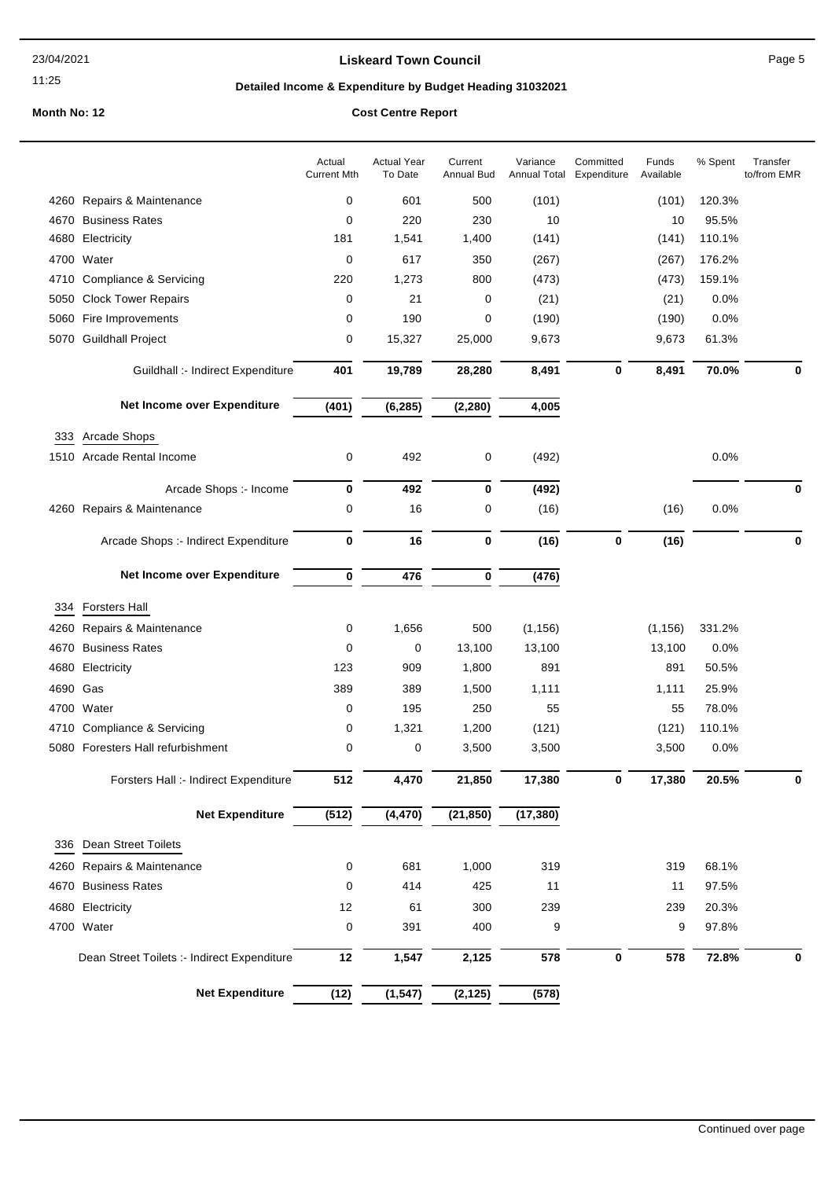**Liskeard Town Council**

**Detailed Income & Expenditure by Budget Heading 31032021**

**Month No: 12** **Cost Centre Report**

| | | Actual Current Mth | Actual Year To Date | Current Annual Bud | Variance Annual Total | Committed Expenditure | Funds Available | % Spent | Transfer to/from EMR |
|---|---|---|---|---|---|---|---|---|---|
| 4260 | Repairs & Maintenance | 0 | 601 | 500 | (101) | | (101) | 120.3% | |
| 4670 | Business Rates | 0 | 220 | 230 | 10 | | 10 | 95.5% | |
| 4680 | Electricity | 181 | 1,541 | 1,400 | (141) | | (141) | 110.1% | |
| 4700 | Water | 0 | 617 | 350 | (267) | | (267) | 176.2% | |
| 4710 | Compliance & Servicing | 220 | 1,273 | 800 | (473) | | (473) | 159.1% | |
| 5050 | Clock Tower Repairs | 0 | 21 | 0 | (21) | | (21) | 0.0% | |
| 5060 | Fire Improvements | 0 | 190 | 0 | (190) | | (190) | 0.0% | |
| 5070 | Guildhall Project | 0 | 15,327 | 25,000 | 9,673 | | 9,673 | 61.3% | |
| | **Guildhall :- Indirect Expenditure** | **401** | **19,789** | **28,280** | **8,491** | **0** | **8,491** | **70.0%** | **0** |
| | **Net Income over Expenditure** | **(401)** | **(6,285)** | **(2,280)** | **4,005** | | | | |
| 333 | Arcade Shops | | | | | | | | |
| 1510 | Arcade Rental Income | 0 | 492 | 0 | (492) | | | 0.0% | |
| | **Arcade Shops :- Income** | **0** | **492** | **0** | **(492)** | | | | **0** |
| 4260 | Repairs & Maintenance | 0 | 16 | 0 | (16) | | (16) | 0.0% | |
| | **Arcade Shops :- Indirect Expenditure** | **0** | **16** | **0** | **(16)** | **0** | **(16)** | | **0** |
| | **Net Income over Expenditure** | **0** | **476** | **0** | **(476)** | | | | |
| 334 | Forsters Hall | | | | | | | | |
| 4260 | Repairs & Maintenance | 0 | 1,656 | 500 | (1,156) | | (1,156) | 331.2% | |
| 4670 | Business Rates | 0 | 0 | 13,100 | 13,100 | | 13,100 | 0.0% | |
| 4680 | Electricity | 123 | 909 | 1,800 | 891 | | 891 | 50.5% | |
| 4690 | Gas | 389 | 389 | 1,500 | 1,111 | | 1,111 | 25.9% | |
| 4700 | Water | 0 | 195 | 250 | 55 | | 55 | 78.0% | |
| 4710 | Compliance & Servicing | 0 | 1,321 | 1,200 | (121) | | (121) | 110.1% | |
| 5080 | Foresters Hall refurbishment | 0 | 0 | 3,500 | 3,500 | | 3,500 | 0.0% | |
| | **Forsters Hall :- Indirect Expenditure** | **512** | **4,470** | **21,850** | **17,380** | **0** | **17,380** | **20.5%** | **0** |
| | **Net Expenditure** | **(512)** | **(4,470)** | **(21,850)** | **(17,380)** | | | | |
| 336 | Dean Street Toilets | | | | | | | | |
| 4260 | Repairs & Maintenance | 0 | 681 | 1,000 | 319 | | 319 | 68.1% | |
| 4670 | Business Rates | 0 | 414 | 425 | 11 | | 11 | 97.5% | |
| 4680 | Electricity | 12 | 61 | 300 | 239 | | 239 | 20.3% | |
| 4700 | Water | 0 | 391 | 400 | 9 | | 9 | 97.8% | |
| | **Dean Street Toilets :- Indirect Expenditure** | **12** | **1,547** | **2,125** | **578** | **0** | **578** | **72.8%** | **0** |
| | **Net Expenditure** | **(12)** | **(1,547)** | **(2,125)** | **(578)** | | | | |

Continued over page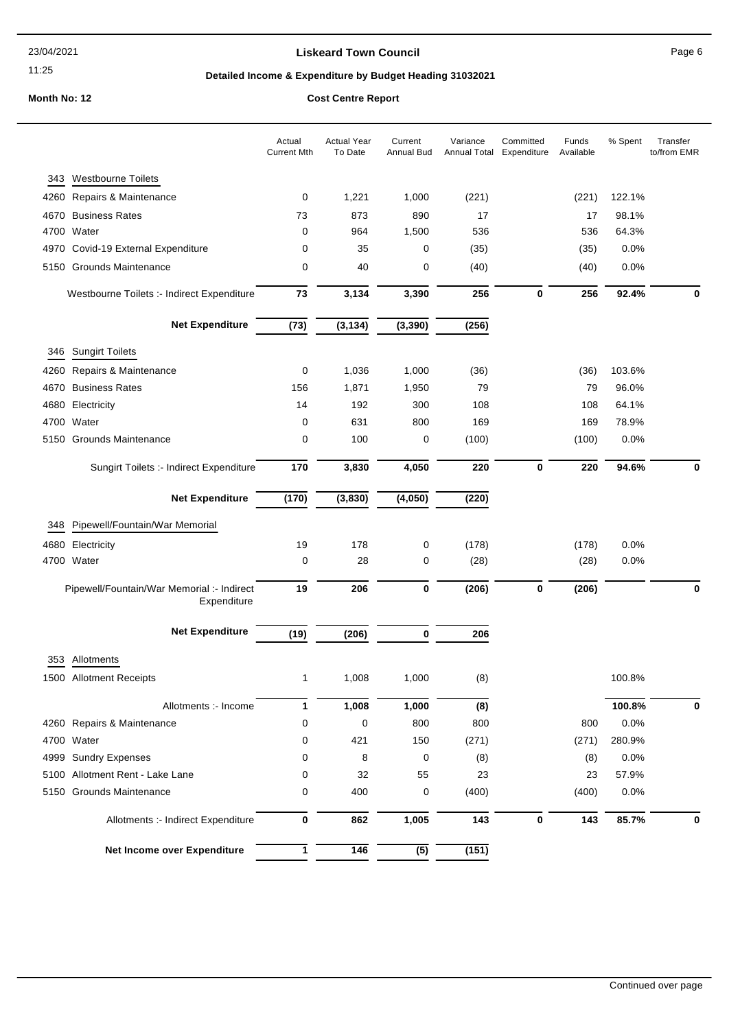**Liskeard Town Council**

**Detailed Income & Expenditure by Budget Heading 31032021**

**Month No: 12** — **Cost Centre Report**

| | Actual Current Mth | Actual Year To Date | Current Annual Bud | Variance Annual Total | Committed Expenditure | Funds Available | % Spent | Transfer to/from EMR |
|---|---|---|---|---|---|---|---|---|
| **343 Westbourne Toilets** | | | | | | | | |
| 4260 Repairs & Maintenance | 0 | 1,221 | 1,000 | (221) | | (221) | 122.1% | |
| 4670 Business Rates | 73 | 873 | 890 | 17 | | 17 | 98.1% | |
| 4700 Water | 0 | 964 | 1,500 | 536 | | 536 | 64.3% | |
| 4970 Covid-19 External Expenditure | 0 | 35 | 0 | (35) | | (35) | 0.0% | |
| 5150 Grounds Maintenance | 0 | 40 | 0 | (40) | | (40) | 0.0% | |
| Westbourne Toilets :- Indirect Expenditure | **73** | **3,134** | **3,390** | **256** | **0** | **256** | **92.4%** | **0** |
| **Net Expenditure** | **(73)** | **(3,134)** | **(3,390)** | **(256)** | | | | |
| **346 Sungirt Toilets** | | | | | | | | |
| 4260 Repairs & Maintenance | 0 | 1,036 | 1,000 | (36) | | (36) | 103.6% | |
| 4670 Business Rates | 156 | 1,871 | 1,950 | 79 | | 79 | 96.0% | |
| 4680 Electricity | 14 | 192 | 300 | 108 | | 108 | 64.1% | |
| 4700 Water | 0 | 631 | 800 | 169 | | 169 | 78.9% | |
| 5150 Grounds Maintenance | 0 | 100 | 0 | (100) | | (100) | 0.0% | |
| Sungirt Toilets :- Indirect Expenditure | **170** | **3,830** | **4,050** | **220** | **0** | **220** | **94.6%** | **0** |
| **Net Expenditure** | **(170)** | **(3,830)** | **(4,050)** | **(220)** | | | | |
| **348 Pipewell/Fountain/War Memorial** | | | | | | | | |
| 4680 Electricity | 19 | 178 | 0 | (178) | | (178) | 0.0% | |
| 4700 Water | 0 | 28 | 0 | (28) | | (28) | 0.0% | |
| Pipewell/Fountain/War Memorial :- Indirect Expenditure | **19** | **206** | **0** | **(206)** | **0** | **(206)** | | **0** |
| **Net Expenditure** | **(19)** | **(206)** | **0** | **206** | | | | |
| **353 Allotments** | | | | | | | | |
| 1500 Allotment Receipts | 1 | 1,008 | 1,000 | (8) | | | 100.8% | |
| Allotments :- Income | **1** | **1,008** | **1,000** | **(8)** | | | **100.8%** | **0** |
| 4260 Repairs & Maintenance | 0 | 0 | 800 | 800 | | 800 | 0.0% | |
| 4700 Water | 0 | 421 | 150 | (271) | | (271) | 280.9% | |
| 4999 Sundry Expenses | 0 | 8 | 0 | (8) | | (8) | 0.0% | |
| 5100 Allotment Rent - Lake Lane | 0 | 32 | 55 | 23 | | 23 | 57.9% | |
| 5150 Grounds Maintenance | 0 | 400 | 0 | (400) | | (400) | 0.0% | |
| Allotments :- Indirect Expenditure | **0** | **862** | **1,005** | **143** | **0** | **143** | **85.7%** | **0** |
| **Net Income over Expenditure** | **1** | **146** | **(5)** | **(151)** | | | | |

Continued over page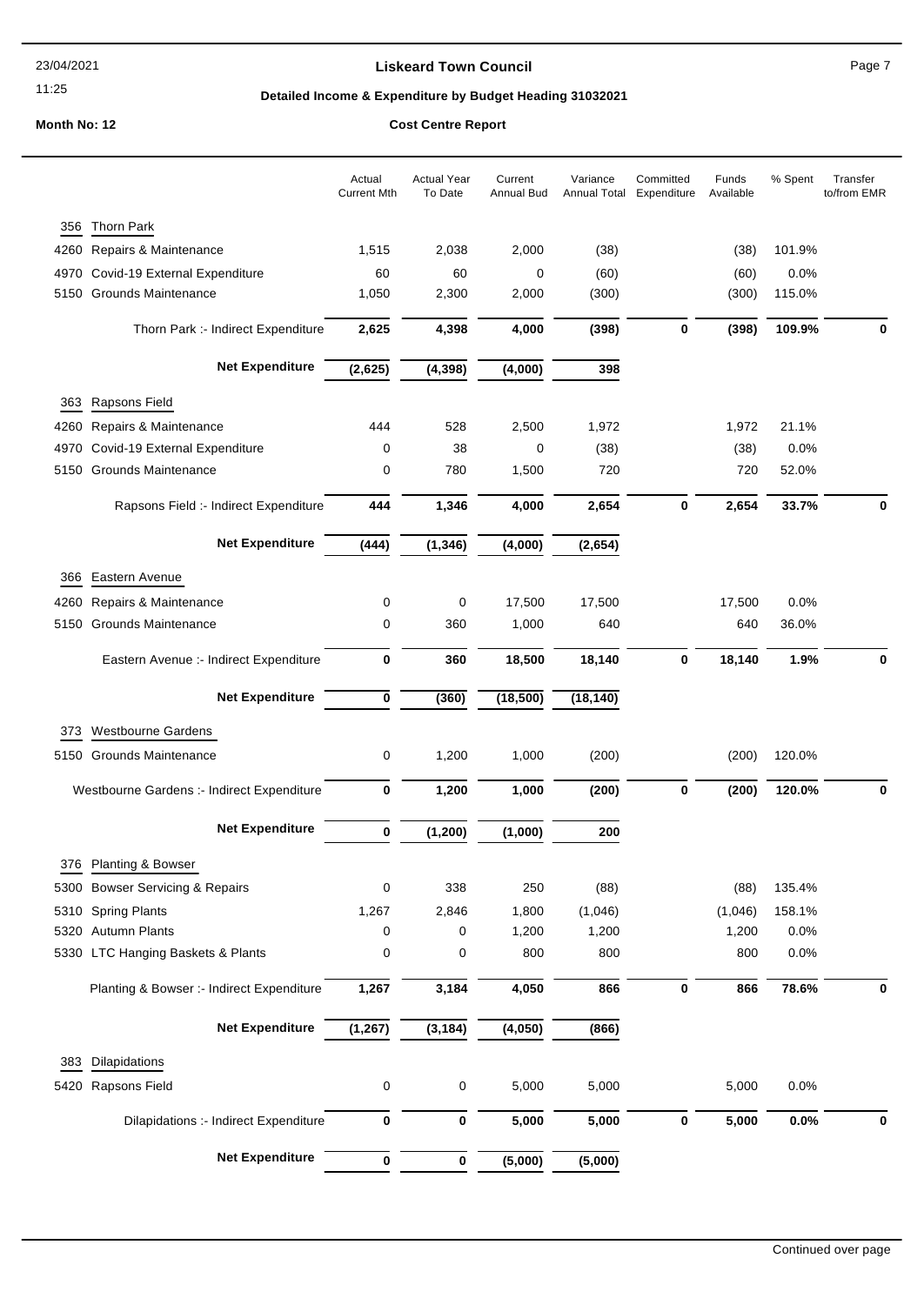**Liskeard Town Council**

**Detailed Income & Expenditure by Budget Heading 31032021**

**Month No: 12** **Cost Centre Report**

| | | Actual Current Mth | Actual Year To Date | Current Annual Bud | Variance Annual Total | Committed Expenditure | Funds Available | % Spent | Transfer to/from EMR |
|---|---|---|---|---|---|---|---|---|---|
| 356 | Thorn Park | | | | | | | | |
| 4260 | Repairs & Maintenance | 1,515 | 2,038 | 2,000 | (38) | | (38) | 101.9% | |
| 4970 | Covid-19 External Expenditure | 60 | 60 | 0 | (60) | | (60) | 0.0% | |
| 5150 | Grounds Maintenance | 1,050 | 2,300 | 2,000 | (300) | | (300) | 115.0% | |
| | **Thorn Park :- Indirect Expenditure** | **2,625** | **4,398** | **4,000** | **(398)** | **0** | **(398)** | **109.9%** | **0** |
| | **Net Expenditure** | **(2,625)** | **(4,398)** | **(4,000)** | **398** | | | | |
| 363 | Rapsons Field | | | | | | | | |
| 4260 | Repairs & Maintenance | 444 | 528 | 2,500 | 1,972 | | 1,972 | 21.1% | |
| 4970 | Covid-19 External Expenditure | 0 | 38 | 0 | (38) | | (38) | 0.0% | |
| 5150 | Grounds Maintenance | 0 | 780 | 1,500 | 720 | | 720 | 52.0% | |
| | **Rapsons Field :- Indirect Expenditure** | **444** | **1,346** | **4,000** | **2,654** | **0** | **2,654** | **33.7%** | **0** |
| | **Net Expenditure** | **(444)** | **(1,346)** | **(4,000)** | **(2,654)** | | | | |
| 366 | Eastern Avenue | | | | | | | | |
| 4260 | Repairs & Maintenance | 0 | 0 | 17,500 | 17,500 | | 17,500 | 0.0% | |
| 5150 | Grounds Maintenance | 0 | 360 | 1,000 | 640 | | 640 | 36.0% | |
| | **Eastern Avenue :- Indirect Expenditure** | **0** | **360** | **18,500** | **18,140** | **0** | **18,140** | **1.9%** | **0** |
| | **Net Expenditure** | **0** | **(360)** | **(18,500)** | **(18,140)** | | | | |
| 373 | Westbourne Gardens | | | | | | | | |
| 5150 | Grounds Maintenance | 0 | 1,200 | 1,000 | (200) | | (200) | 120.0% | |
| | **Westbourne Gardens :- Indirect Expenditure** | **0** | **1,200** | **1,000** | **(200)** | **0** | **(200)** | **120.0%** | **0** |
| | **Net Expenditure** | **0** | **(1,200)** | **(1,000)** | **200** | | | | |
| 376 | Planting & Bowser | | | | | | | | |
| 5300 | Bowser Servicing & Repairs | 0 | 338 | 250 | (88) | | (88) | 135.4% | |
| 5310 | Spring Plants | 1,267 | 2,846 | 1,800 | (1,046) | | (1,046) | 158.1% | |
| 5320 | Autumn Plants | 0 | 0 | 1,200 | 1,200 | | 1,200 | 0.0% | |
| 5330 | LTC Hanging Baskets & Plants | 0 | 0 | 800 | 800 | | 800 | 0.0% | |
| | **Planting & Bowser :- Indirect Expenditure** | **1,267** | **3,184** | **4,050** | **866** | **0** | **866** | **78.6%** | **0** |
| | **Net Expenditure** | **(1,267)** | **(3,184)** | **(4,050)** | **(866)** | | | | |
| 383 | Dilapidations | | | | | | | | |
| 5420 | Rapsons Field | 0 | 0 | 5,000 | 5,000 | | 5,000 | 0.0% | |
| | **Dilapidations :- Indirect Expenditure** | **0** | **0** | **5,000** | **5,000** | **0** | **5,000** | **0.0%** | **0** |
| | **Net Expenditure** | **0** | **0** | **(5,000)** | **(5,000)** | | | | |

Continued over page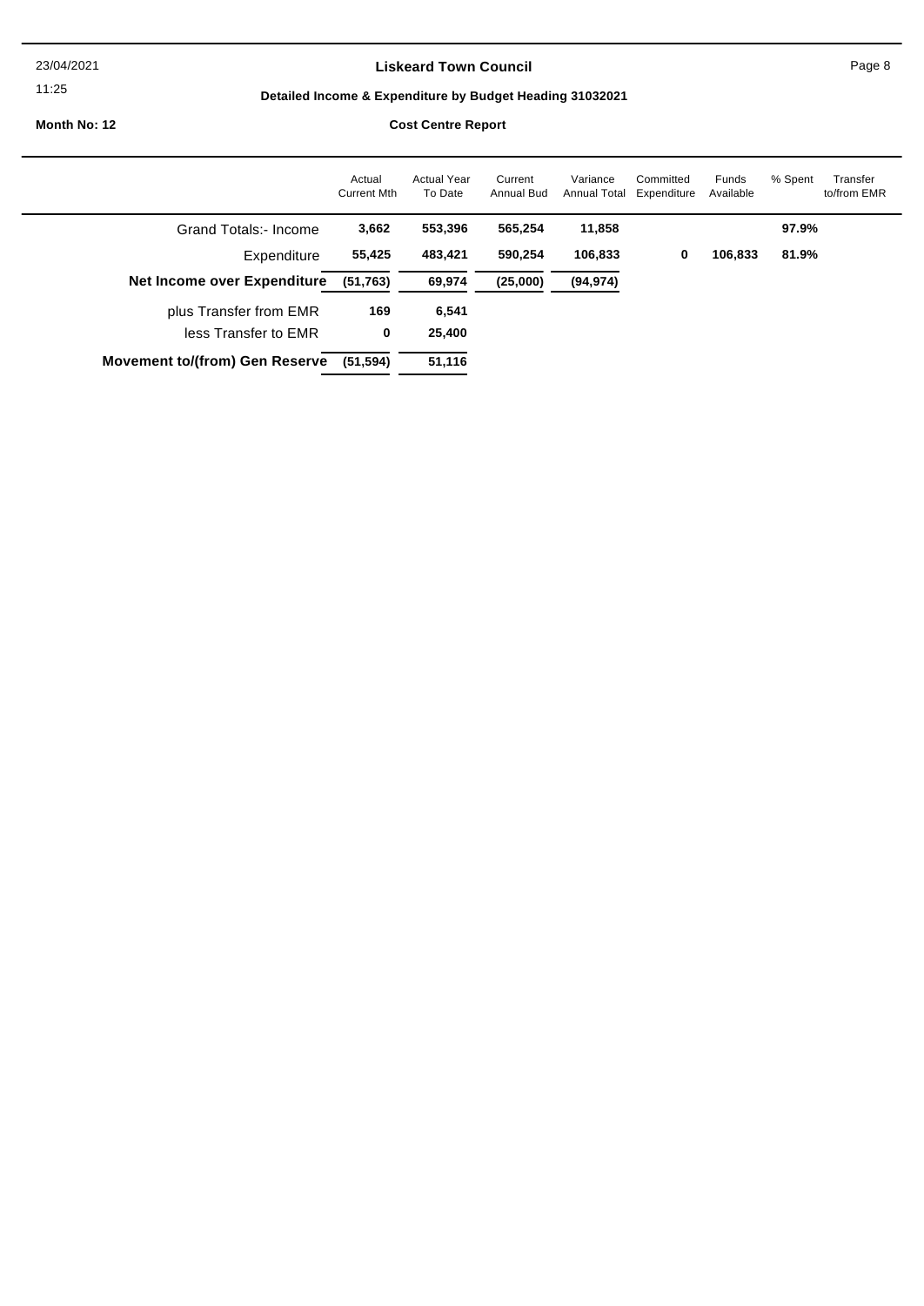**Liskeard Town Council**

**Detailed Income & Expenditure by Budget Heading 31032021**

**Month No: 12**

**Cost Centre Report**

| | Actual Current Mth | Actual Year To Date | Current Annual Bud | Variance Annual Total | Committed Expenditure | Funds Available | % Spent | Transfer to/from EMR |
|---|---|---|---|---|---|---|---|---|
| Grand Totals:- Income | **3,662** | **553,396** | **565,254** | **11,858** | | | **97.9%** | |
| Expenditure | **55,425** | **483,421** | **590,254** | **106,833** | **0** | **106,833** | **81.9%** | |
| **Net Income over Expenditure** | **(51,763)** | **69,974** | **(25,000)** | **(94,974)** | | | | |
| plus Transfer from EMR | **169** | **6,541** | | | | | | |
| less Transfer to EMR | **0** | **25,400** | | | | | | |
| **Movement to/(from) Gen Reserve** | **(51,594)** | **51,116** | | | | | | |